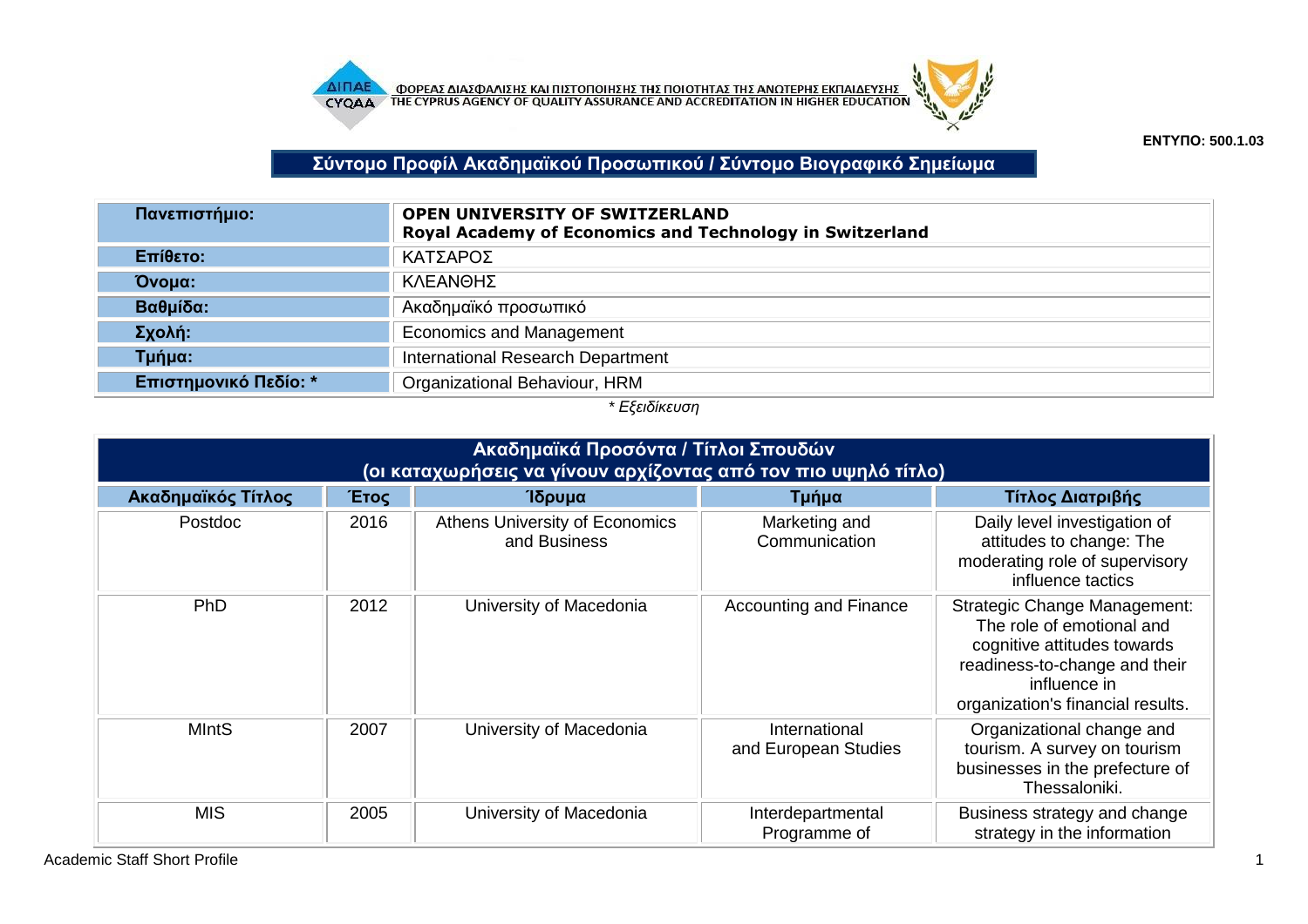ΦΟΡΕΑΣ ΔΙΑΣΦΑΛΙΣΗΣ ΚΑΙ ΠΙΣΤΟΠΟΙΗΣΗΣ ΤΗΣ ΠΟΙΟΤΗΤΑΣ ΤΗΣ ΑΝΩΤΕΡΗΣ ΕΚΠΑΙΔΕΥΣΗΣ
THE CYPRUS AGENCY OF QUALITY ASSURANCE AND ACCREDITATION IN HIGHER EDUCATION

**ΕΝΤΥΠΟ: 500.1.03**

# Σύντομο Προφίλ Ακαδημαϊκού Προσωπικού / Σύντομο Βιογραφικό Σημείωμα

| | |
|---|---|
| **Πανεπιστήμιο:** | **OPEN UNIVERSITY OF SWITZERLAND<br>Royal Academy of Economics and Technology in Switzerland** |
| **Επίθετο:** | ΚΑΤΣΑΡΟΣ |
| **Όνομα:** | ΚΛΕΑΝΘΗΣ |
| **Βαθμίδα:** | Ακαδημαϊκό προσωπικό |
| **Σχολή:** | Economics and Management |
| **Τμήμα:** | International Research Department |
| **Επιστημονικό Πεδίο: *** | Organizational Behaviour, HRM |

*\* Εξειδίκευση*

## Ακαδημαϊκά Προσόντα / Τίτλοι Σπουδών (οι καταχωρήσεις να γίνουν αρχίζοντας από τον πιο υψηλό τίτλο)

| Ακαδημαϊκός Τίτλος | Έτος | Ίδρυμα | Τμήμα | Τίτλος Διατριβής |
|---|---|---|---|---|
| Postdoc | 2016 | Athens University of Economics and Business | Marketing and Communication | Daily level investigation of attitudes to change: The moderating role of supervisory influence tactics |
| PhD | 2012 | University of Macedonia | Accounting and Finance | Strategic Change Management: The role of emotional and cognitive attitudes towards readiness-to-change and their influence in organization's financial results. |
| MIntS | 2007 | University of Macedonia | International and European Studies | Organizational change and tourism. A survey on tourism businesses in the prefecture of Thessaloniki. |
| MIS | 2005 | University of Macedonia | Interdepartmental Programme of | Business strategy and change strategy in the information |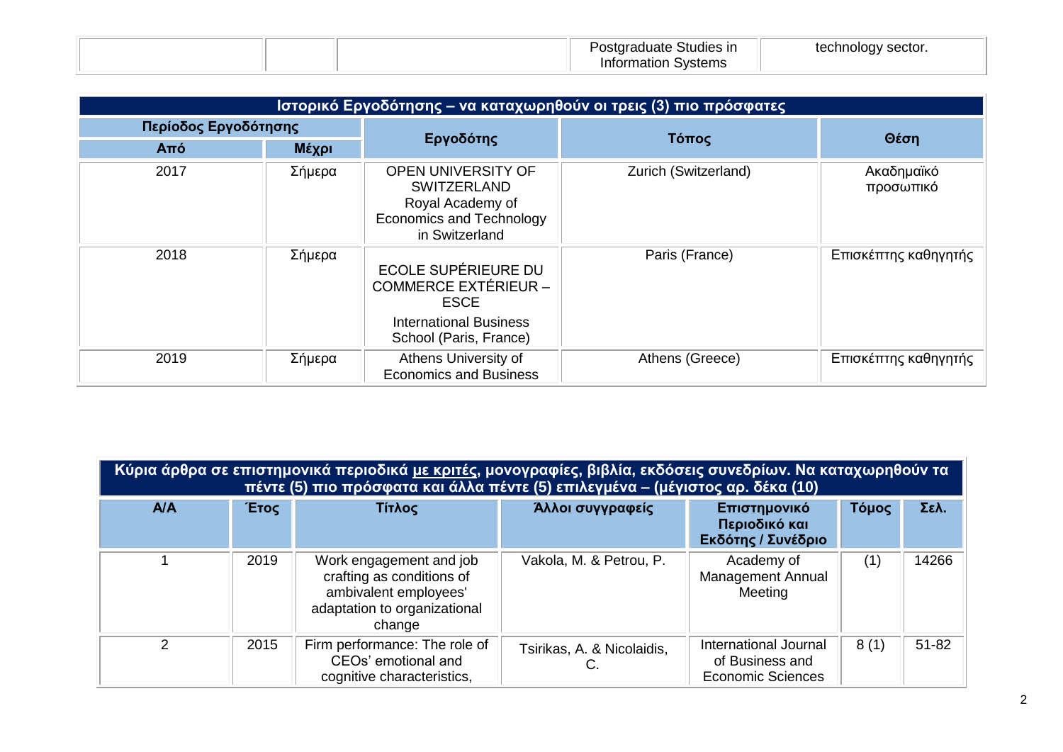| | | | Postgraduate Studies in Information Systems | technology sector. |
|---|---|---|---|---|

| Ιστορικό Εργοδότησης – να καταχωρηθούν οι τρεις (3) πιο πρόσφατες | | | | |
|---|---|---|---|---|
| Περίοδος Εργοδότησης | | Εργοδότης | Τόπος | Θέση |
| Από | Μέχρι | | | |
| 2017 | Σήμερα | OPEN UNIVERSITY OF SWITZERLAND Royal Academy of Economics and Technology in Switzerland | Zurich (Switzerland) | Ακαδημαϊκό προσωπικό |
| 2018 | Σήμερα | ECOLE SUPÉRIEURE DU COMMERCE EXTÉRIEUR – ESCE International Business School (Paris, France) | Paris (France) | Επισκέπτης καθηγητής |
| 2019 | Σήμερα | Athens University of Economics and Business | Athens (Greece) | Επισκέπτης καθηγητής |

| Κύρια άρθρα σε επιστημονικά περιοδικά με κριτές, μονογραφίες, βιβλία, εκδόσεις συνεδρίων. Να καταχωρηθούν τα πέντε (5) πιο πρόσφατα και άλλα πέντε (5) επιλεγμένα – (μέγιστος αρ. δέκα (10) | | | | | | |
|---|---|---|---|---|---|---|
| Α/Α | Έτος | Τίτλος | Άλλοι συγγραφείς | Επιστημονικό Περιοδικό και Εκδότης / Συνέδριο | Τόμος | Σελ. |
| 1 | 2019 | Work engagement and job crafting as conditions of ambivalent employees' adaptation to organizational change | Vakola, M. & Petrou, P. | Academy of Management Annual Meeting | (1) | 14266 |
| 2 | 2015 | Firm performance: The role of CEOs' emotional and cognitive characteristics, | Tsirikas, A. & Nicolaidis, C. | International Journal of Business and Economic Sciences | 8 (1) | 51-82 |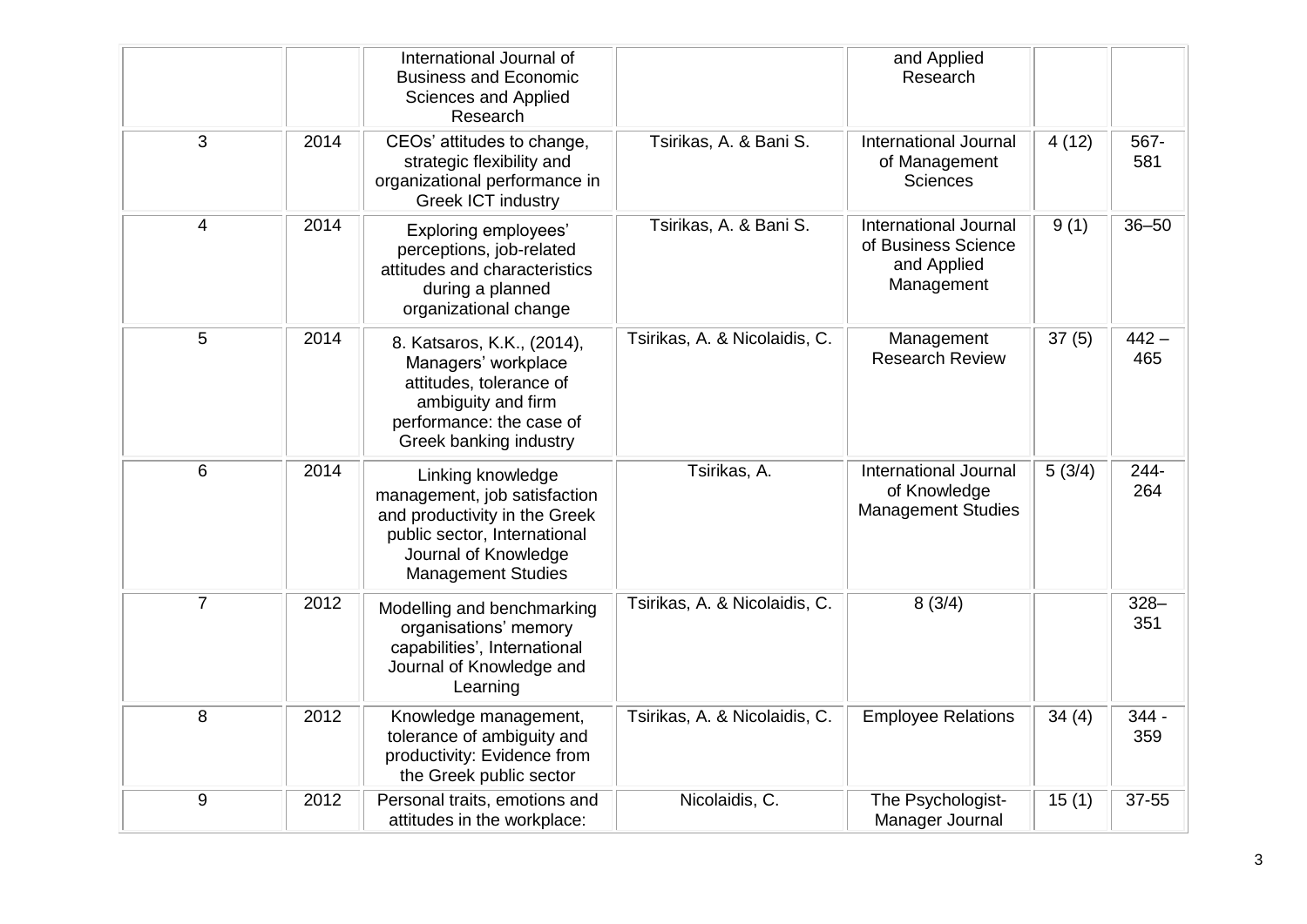|  |  |  |  |  |  |  |
|---|---|---|---|---|---|---|
|  |  | International Journal of Business and Economic Sciences and Applied Research |  | and Applied Research |  |  |
| 3 | 2014 | CEOs' attitudes to change, strategic flexibility and organizational performance in Greek ICT industry | Tsirikas, A. & Bani S. | International Journal of Management Sciences | 4 (12) | 567-581 |
| 4 | 2014 | Exploring employees' perceptions, job-related attitudes and characteristics during a planned organizational change | Tsirikas, A. & Bani S. | International Journal of Business Science and Applied Management | 9 (1) | 36–50 |
| 5 | 2014 | 8. Katsaros, K.K., (2014), Managers' workplace attitudes, tolerance of ambiguity and firm performance: the case of Greek banking industry | Tsirikas, A. & Nicolaidis, C. | Management Research Review | 37 (5) | 442 – 465 |
| 6 | 2014 | Linking knowledge management, job satisfaction and productivity in the Greek public sector, International Journal of Knowledge Management Studies | Tsirikas, A. | International Journal of Knowledge Management Studies | 5 (3/4) | 244-264 |
| 7 | 2012 | Modelling and benchmarking organisations' memory capabilities', International Journal of Knowledge and Learning | Tsirikas, A. & Nicolaidis, C. | 8 (3/4) |  | 328–351 |
| 8 | 2012 | Knowledge management, tolerance of ambiguity and productivity: Evidence from the Greek public sector | Tsirikas, A. & Nicolaidis, C. | Employee Relations | 34 (4) | 344 - 359 |
| 9 | 2012 | Personal traits, emotions and attitudes in the workplace: | Nicolaidis, C. | The Psychologist-Manager Journal | 15 (1) | 37-55 |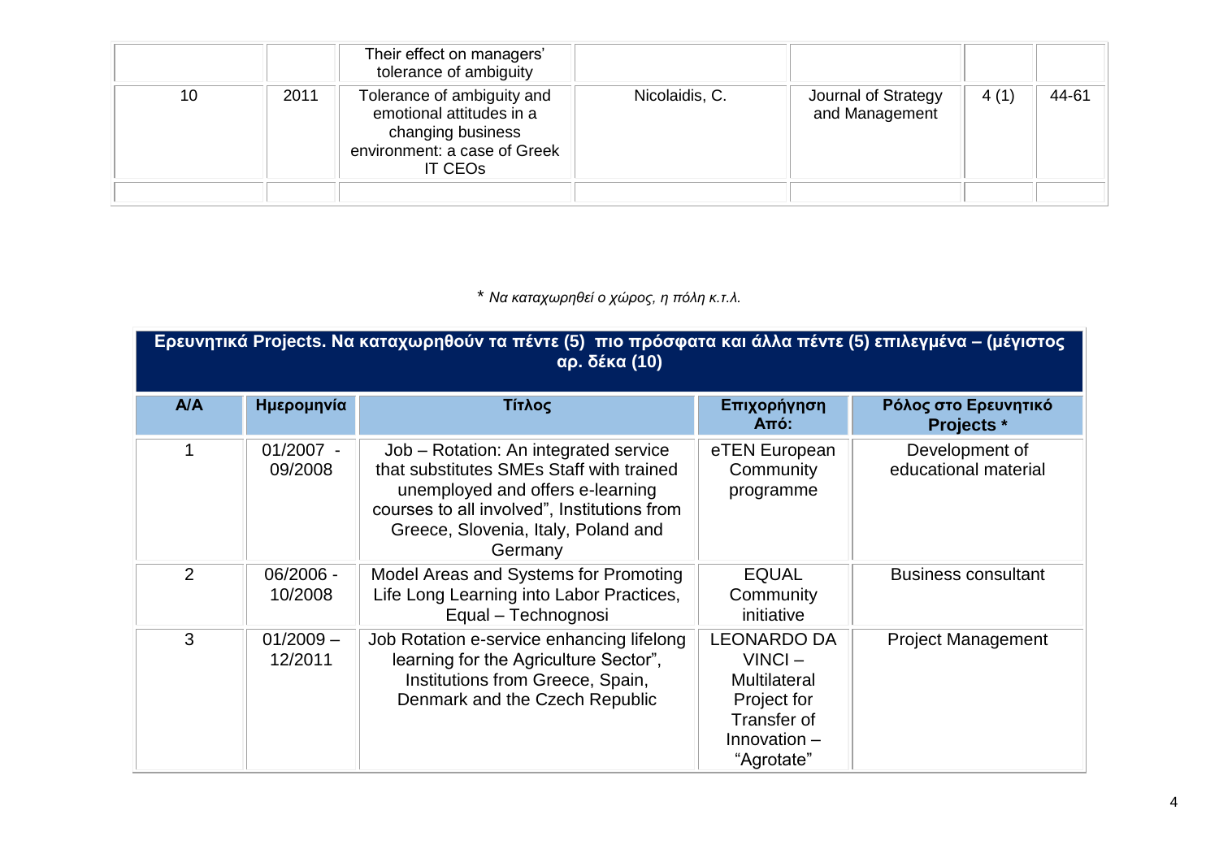| | | Their effect on managers' tolerance of ambiguity | | | | |
|---|---|---|---|---|---|---|
| 10 | 2011 | Tolerance of ambiguity and emotional attitudes in a changing business environment: a case of Greek IT CEOs | Nicolaidis, C. | Journal of Strategy and Management | 4 (1) | 44-61 |
| | | | | | | |

* *Να καταχωρηθεί ο χώρος, η πόλη κ.τ.λ.*

**Ερευνητικά Projects. Να καταχωρηθούν τα πέντε (5) πιο πρόσφατα και άλλα πέντε (5) επιλεγμένα – (μέγιστος αρ. δέκα (10)**

| Α/Α | Ημερομηνία | Τίτλος | Επιχορήγηση Από: | Ρόλος στο Ερευνητικό Projects * |
|---|---|---|---|---|
| 1 | 01/2007 - 09/2008 | Job – Rotation: An integrated service that substitutes SMEs Staff with trained unemployed and offers e-learning courses to all involved", Institutions from Greece, Slovenia, Italy, Poland and Germany | eTEN European Community programme | Development of educational material |
| 2 | 06/2006 - 10/2008 | Model Areas and Systems for Promoting Life Long Learning into Labor Practices, Equal – Technognosi | EQUAL Community initiative | Business consultant |
| 3 | 01/2009 – 12/2011 | Job Rotation e-service enhancing lifelong learning for the Agriculture Sector", Institutions from Greece, Spain, Denmark and the Czech Republic | LEONARDO DA VINCI – Multilateral Project for Transfer of Innovation – "Agrotate" | Project Management |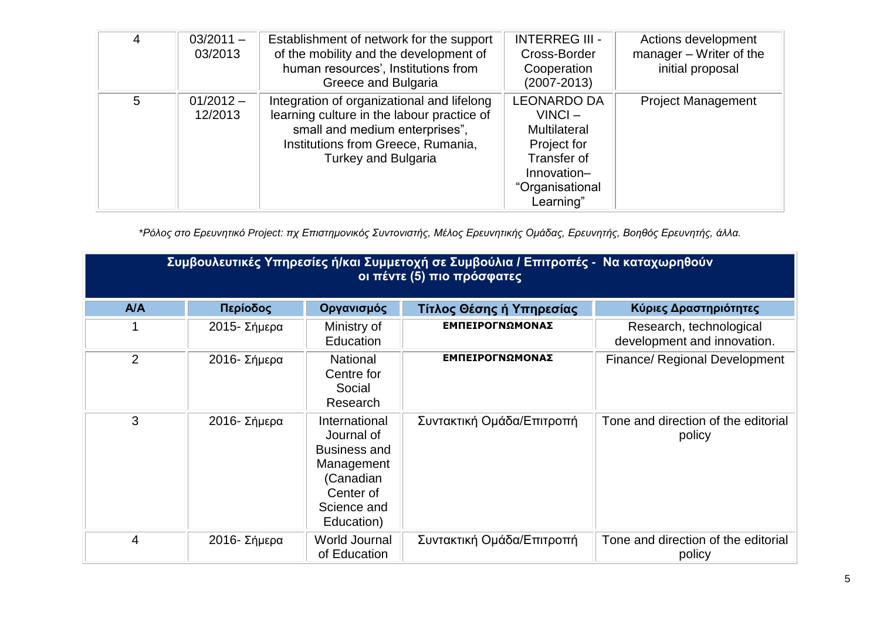| 4 | 03/2011 – 03/2013 | Establishment of network for the support of the mobility and the development of human resources', Institutions from Greece and Bulgaria | INTERREG III - Cross-Border Cooperation (2007-2013) | Actions development manager – Writer of the initial proposal |
|---|---|---|---|---|
| 5 | 01/2012 – 12/2013 | Integration of organizational and lifelong learning culture in the labour practice of small and medium enterprises", Institutions from Greece, Rumania, Turkey and Bulgaria | LEONARDO DA VINCI – Multilateral Project for Transfer of Innovation– "Organisational Learning" | Project Management |

*\*Ρόλος στο Ερευνητικό Project: πχ Επιστημονικός Συντονιστής, Μέλος Ερευνητικής Ομάδας, Ερευνητής, Βοηθός Ερευνητής, άλλα.*

**Συμβουλευτικές Υπηρεσίες ή/και Συμμετοχή σε Συμβούλια / Επιτροπές - Να καταχωρηθούν οι πέντε (5) πιο πρόσφατες**

| Α/Α | Περίοδος | Οργανισμός | Τίτλος Θέσης ή Υπηρεσίας | Κύριες Δραστηριότητες |
|---|---|---|---|---|
| 1 | 2015- Σήμερα | Ministry of Education | **ΕΜΠΕΙΡΟΓΝΩΜΟΝΑΣ** | Research, technological development and innovation. |
| 2 | 2016- Σήμερα | National Centre for Social Research | **ΕΜΠΕΙΡΟΓΝΩΜΟΝΑΣ** | Finance/ Regional Development |
| 3 | 2016- Σήμερα | International Journal of Business and Management (Canadian Center of Science and Education) | Συντακτική Ομάδα/Επιτροπή | Tone and direction of the editorial policy |
| 4 | 2016- Σήμερα | World Journal of Education | Συντακτική Ομάδα/Επιτροπή | Tone and direction of the editorial policy |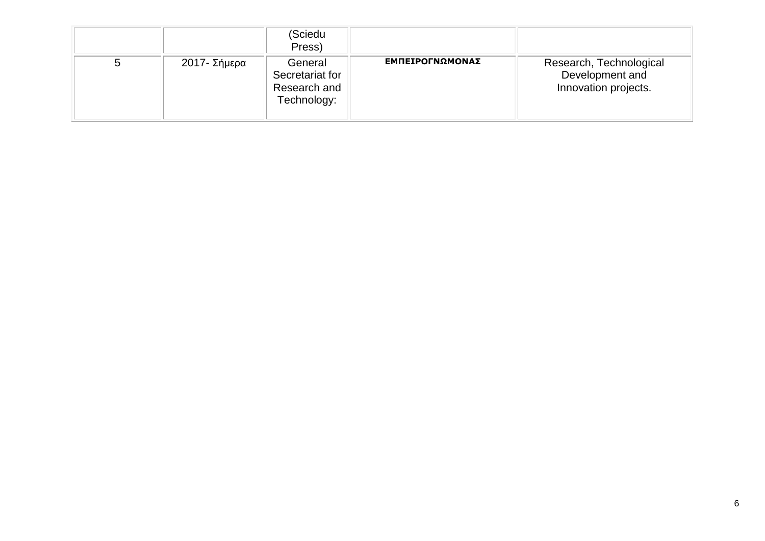| | | | | |
|---|---|---|---|---|
| | | (Sciedu Press) | | |
| 5 | 2017- Σήμερα | General Secretariat for Research and Technology: | **ΕΜΠΕΙΡΟΓΝΩΜΟΝΑΣ** | Research, Technological Development and Innovation projects. |